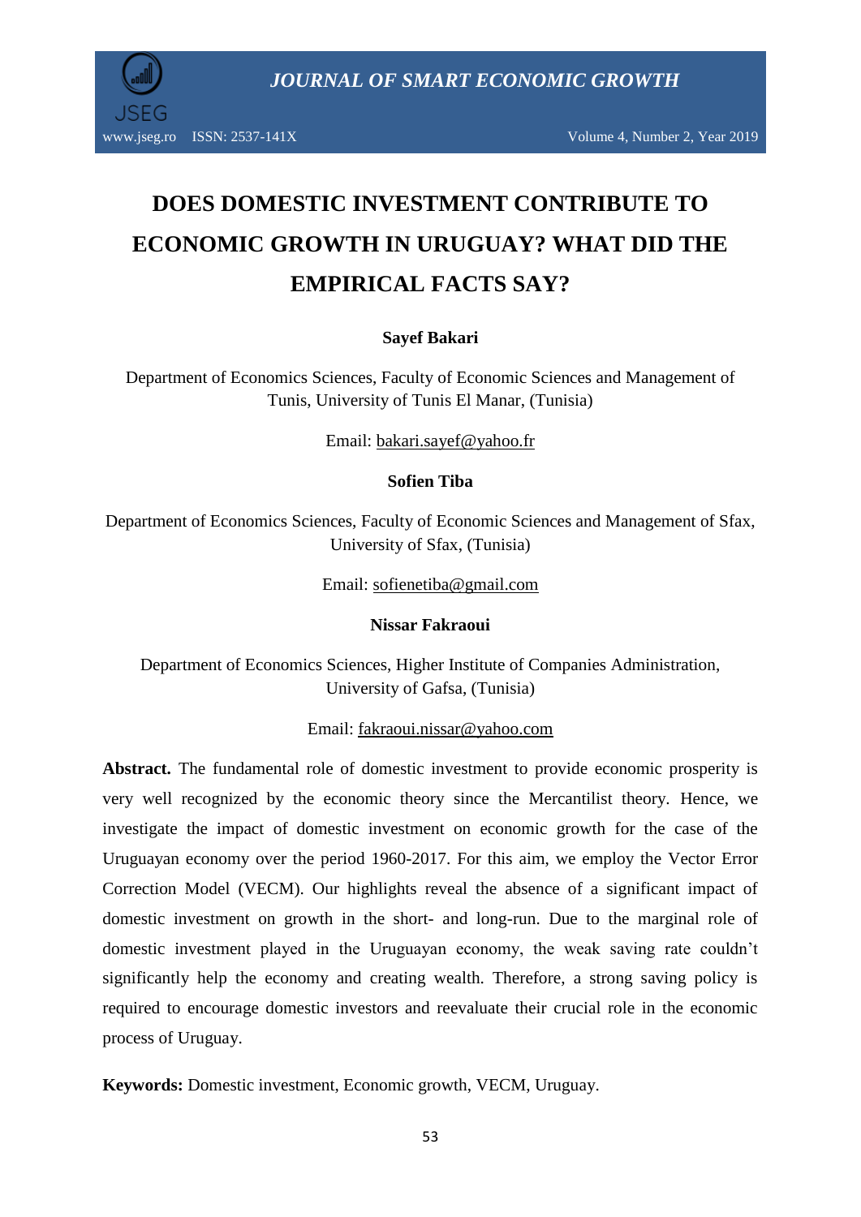# DOES DOMESTIC INVESTMENT CONTRIBUTE TO ECONOMIC GROWTH IN URUGUAY? WHAT DID THE EMPIRICAL FACTS SAY?

**Sayef Bakari**

Department of Economics Sciences, Faculty of Economic Sciences and Management of Tunis, University of Tunis El Manar, (Tunisia)

Email: bakari.sayef@yahoo.fr

**Sofien Tiba**

Department of Economics Sciences, Faculty of Economic Sciences and Management of Sfax, University of Sfax, (Tunisia)

Email: sofienetiba@gmail.com

**Nissar Fakraoui**

Department of Economics Sciences, Higher Institute of Companies Administration, University of Gafsa, (Tunisia)

Email: fakraoui.nissar@yahoo.com

**Abstract.** The fundamental role of domestic investment to provide economic prosperity is very well recognized by the economic theory since the Mercantilist theory. Hence, we investigate the impact of domestic investment on economic growth for the case of the Uruguayan economy over the period 1960-2017. For this aim, we employ the Vector Error Correction Model (VECM). Our highlights reveal the absence of a significant impact of domestic investment on growth in the short- and long-run. Due to the marginal role of domestic investment played in the Uruguayan economy, the weak saving rate couldn't significantly help the economy and creating wealth. Therefore, a strong saving policy is required to encourage domestic investors and reevaluate their crucial role in the economic process of Uruguay.

**Keywords:** Domestic investment, Economic growth, VECM, Uruguay.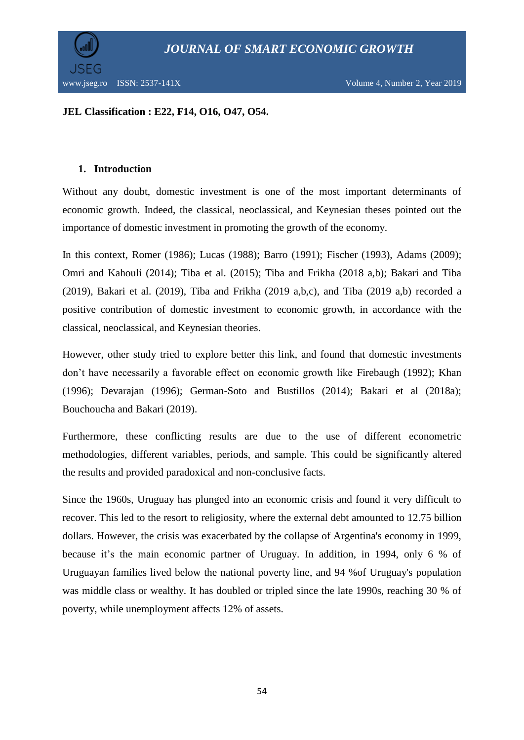**JEL Classification : E22, F14, O16, O47, O54.**

## 1. Introduction

Without any doubt, domestic investment is one of the most important determinants of economic growth. Indeed, the classical, neoclassical, and Keynesian theses pointed out the importance of domestic investment in promoting the growth of the economy.

In this context, Romer (1986); Lucas (1988); Barro (1991); Fischer (1993), Adams (2009); Omri and Kahouli (2014); Tiba et al. (2015); Tiba and Frikha (2018 a,b); Bakari and Tiba (2019), Bakari et al. (2019), Tiba and Frikha (2019 a,b,c), and Tiba (2019 a,b) recorded a positive contribution of domestic investment to economic growth, in accordance with the classical, neoclassical, and Keynesian theories.

However, other study tried to explore better this link, and found that domestic investments don't have necessarily a favorable effect on economic growth like Firebaugh (1992); Khan (1996); Devarajan (1996); German-Soto and Bustillos (2014); Bakari et al (2018a); Bouchoucha and Bakari (2019).

Furthermore, these conflicting results are due to the use of different econometric methodologies, different variables, periods, and sample. This could be significantly altered the results and provided paradoxical and non-conclusive facts.

Since the 1960s, Uruguay has plunged into an economic crisis and found it very difficult to recover. This led to the resort to religiosity, where the external debt amounted to 12.75 billion dollars. However, the crisis was exacerbated by the collapse of Argentina's economy in 1999, because it's the main economic partner of Uruguay. In addition, in 1994, only 6 % of Uruguayan families lived below the national poverty line, and 94 %of Uruguay's population was middle class or wealthy. It has doubled or tripled since the late 1990s, reaching 30 % of poverty, while unemployment affects 12% of assets.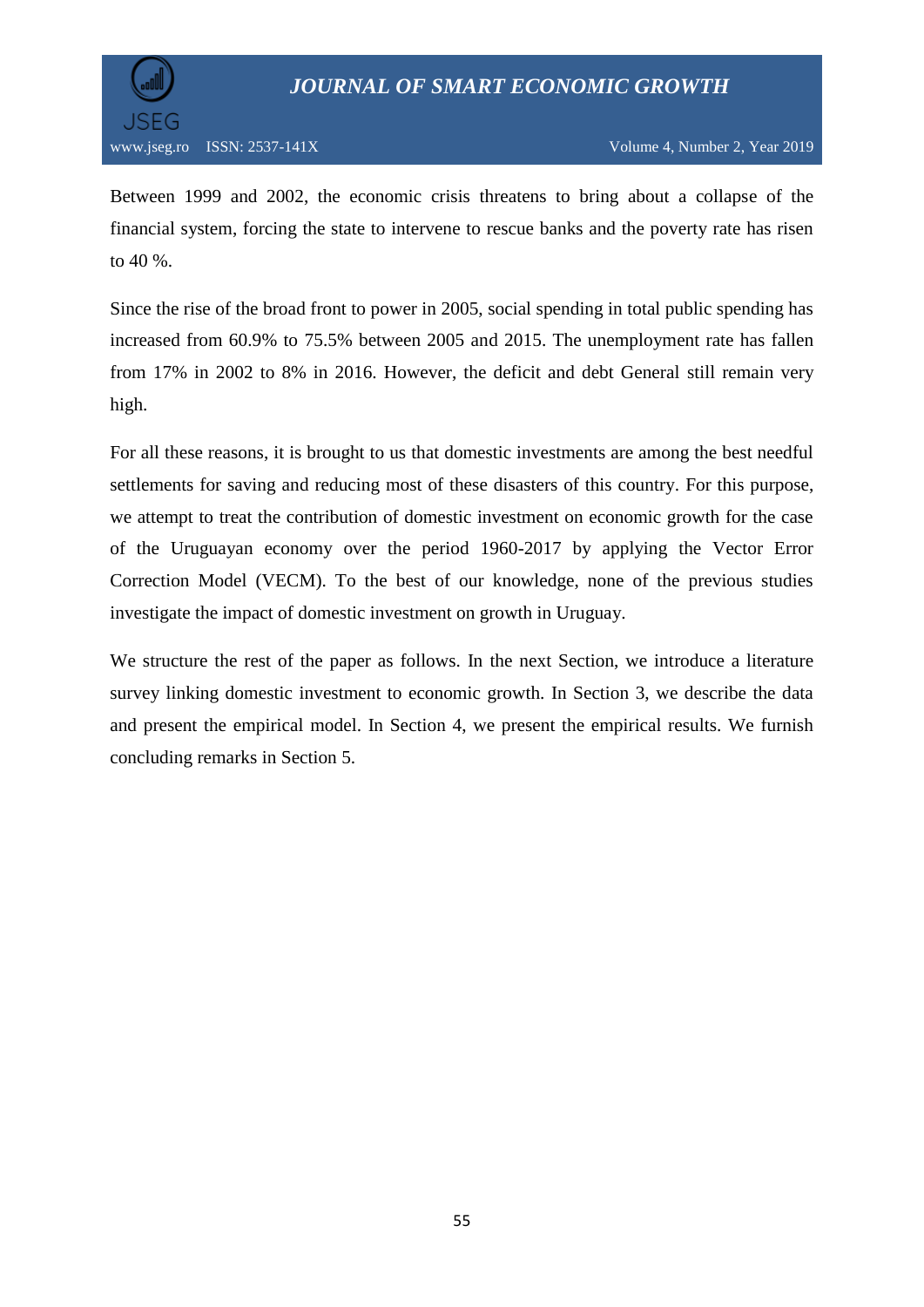Between 1999 and 2002, the economic crisis threatens to bring about a collapse of the financial system, forcing the state to intervene to rescue banks and the poverty rate has risen to 40 %.

Since the rise of the broad front to power in 2005, social spending in total public spending has increased from 60.9% to 75.5% between 2005 and 2015. The unemployment rate has fallen from 17% in 2002 to 8% in 2016. However, the deficit and debt General still remain very high.

For all these reasons, it is brought to us that domestic investments are among the best needful settlements for saving and reducing most of these disasters of this country. For this purpose, we attempt to treat the contribution of domestic investment on economic growth for the case of the Uruguayan economy over the period 1960-2017 by applying the Vector Error Correction Model (VECM). To the best of our knowledge, none of the previous studies investigate the impact of domestic investment on growth in Uruguay.

We structure the rest of the paper as follows. In the next Section, we introduce a literature survey linking domestic investment to economic growth. In Section 3, we describe the data and present the empirical model. In Section 4, we present the empirical results. We furnish concluding remarks in Section 5.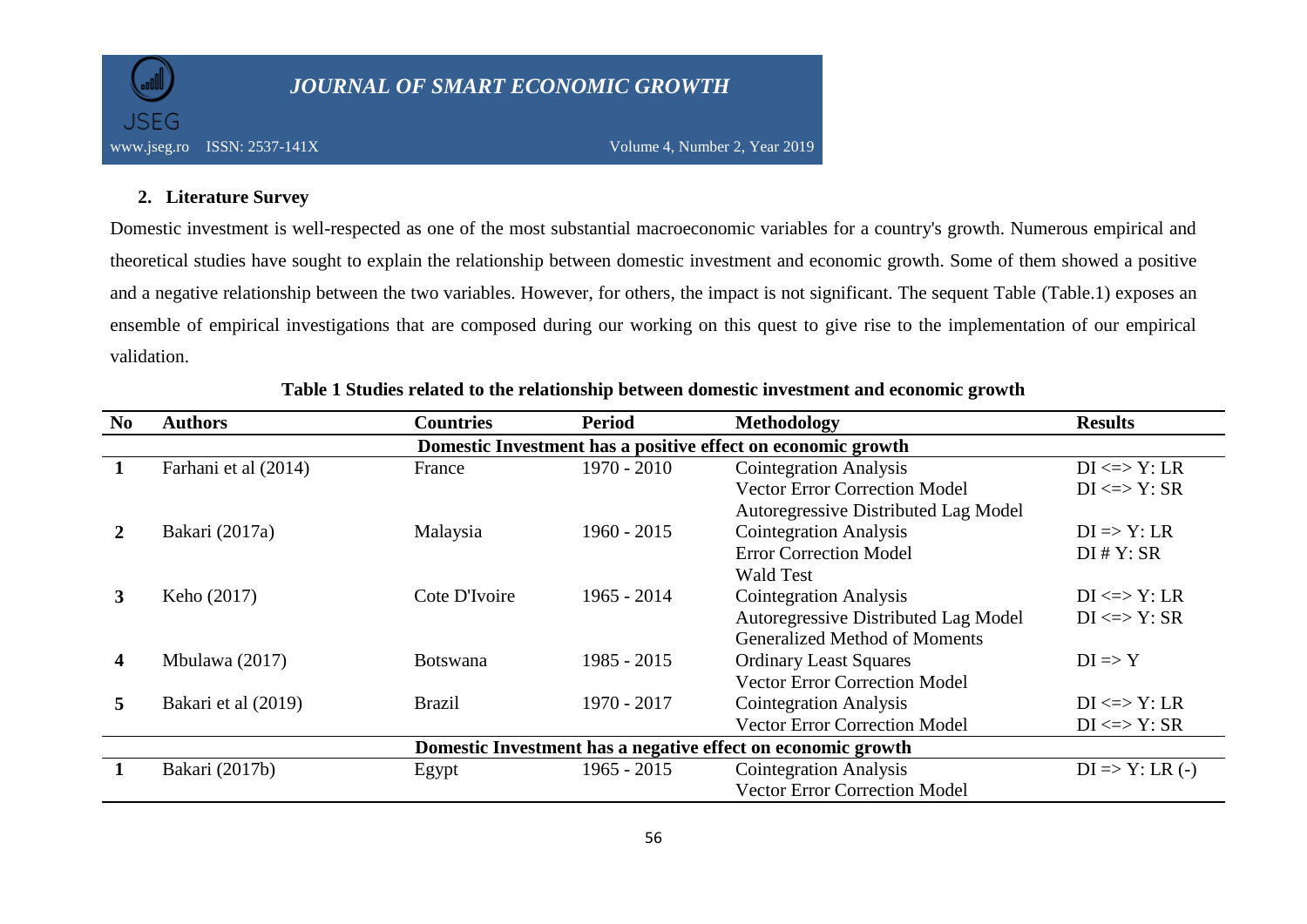## 2. Literature Survey

Domestic investment is well-respected as one of the most substantial macroeconomic variables for a country's growth. Numerous empirical and theoretical studies have sought to explain the relationship between domestic investment and economic growth. Some of them showed a positive and a negative relationship between the two variables. However, for others, the impact is not significant. The sequent Table (Table.1) exposes an ensemble of empirical investigations that are composed during our working on this quest to give rise to the implementation of our empirical validation.

**Table 1 Studies related to the relationship between domestic investment and economic growth**

| No | Authors | Countries | Period | Methodology | Results |
|---|---|---|---|---|---|
| | | | **Domestic Investment has a positive effect on economic growth** | | |
| **1** | Farhani et al (2014) | France | 1970 - 2010 | Cointegration Analysis<br>Vector Error Correction Model<br>Autoregressive Distributed Lag Model | DI <=> Y: LR<br>DI <=> Y: SR |
| **2** | Bakari (2017a) | Malaysia | 1960 - 2015 | Cointegration Analysis<br>Error Correction Model<br>Wald Test | DI => Y: LR<br>DI # Y: SR |
| **3** | Keho (2017) | Cote D'Ivoire | 1965 - 2014 | Cointegration Analysis<br>Autoregressive Distributed Lag Model<br>Generalized Method of Moments | DI <=> Y: LR<br>DI <=> Y: SR |
| **4** | Mbulawa (2017) | Botswana | 1985 - 2015 | Ordinary Least Squares<br>Vector Error Correction Model | DI => Y |
| **5** | Bakari et al (2019) | Brazil | 1970 - 2017 | Cointegration Analysis<br>Vector Error Correction Model | DI <=> Y: LR<br>DI <=> Y: SR |
| | | | **Domestic Investment has a negative effect on economic growth** | | |
| **1** | Bakari (2017b) | Egypt | 1965 - 2015 | Cointegration Analysis<br>Vector Error Correction Model | DI => Y: LR (-) |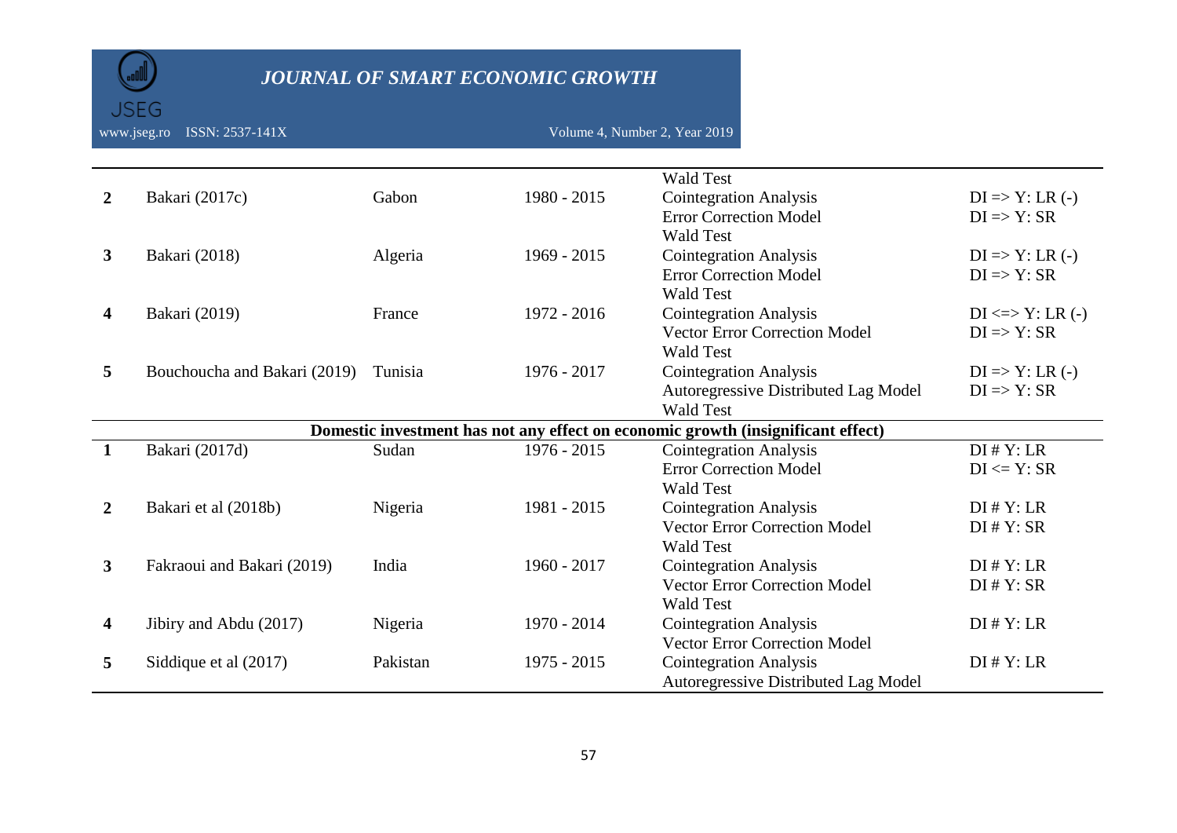| | | | | | |
|---|---|---|---|---|---|
| | | | | Wald Test | |
| 2 | Bakari (2017c) | Gabon | 1980 - 2015 | Cointegration Analysis<br>Error Correction Model<br>Wald Test | DI => Y: LR (-)<br>DI => Y: SR |
| 3 | Bakari (2018) | Algeria | 1969 - 2015 | Cointegration Analysis<br>Error Correction Model<br>Wald Test | DI => Y: LR (-)<br>DI => Y: SR |
| 4 | Bakari (2019) | France | 1972 - 2016 | Cointegration Analysis<br>Vector Error Correction Model<br>Wald Test | DI <=> Y: LR (-)<br>DI => Y: SR |
| 5 | Bouchoucha and Bakari (2019) | Tunisia | 1976 - 2017 | Cointegration Analysis<br>Autoregressive Distributed Lag Model<br>Wald Test | DI => Y: LR (-)<br>DI => Y: SR |
| | | | **Domestic investment has not any effect on economic growth (insignificant effect)** | | |
| 1 | Bakari (2017d) | Sudan | 1976 - 2015 | Cointegration Analysis<br>Error Correction Model<br>Wald Test | DI # Y: LR<br>DI <= Y: SR |
| 2 | Bakari et al (2018b) | Nigeria | 1981 - 2015 | Cointegration Analysis<br>Vector Error Correction Model<br>Wald Test | DI # Y: LR<br>DI # Y: SR |
| 3 | Fakraoui and Bakari (2019) | India | 1960 - 2017 | Cointegration Analysis<br>Vector Error Correction Model<br>Wald Test | DI # Y: LR<br>DI # Y: SR |
| 4 | Jibiry and Abdu (2017) | Nigeria | 1970 - 2014 | Cointegration Analysis<br>Vector Error Correction Model | DI # Y: LR |
| 5 | Siddique et al (2017) | Pakistan | 1975 - 2015 | Cointegration Analysis<br>Autoregressive Distributed Lag Model | DI # Y: LR |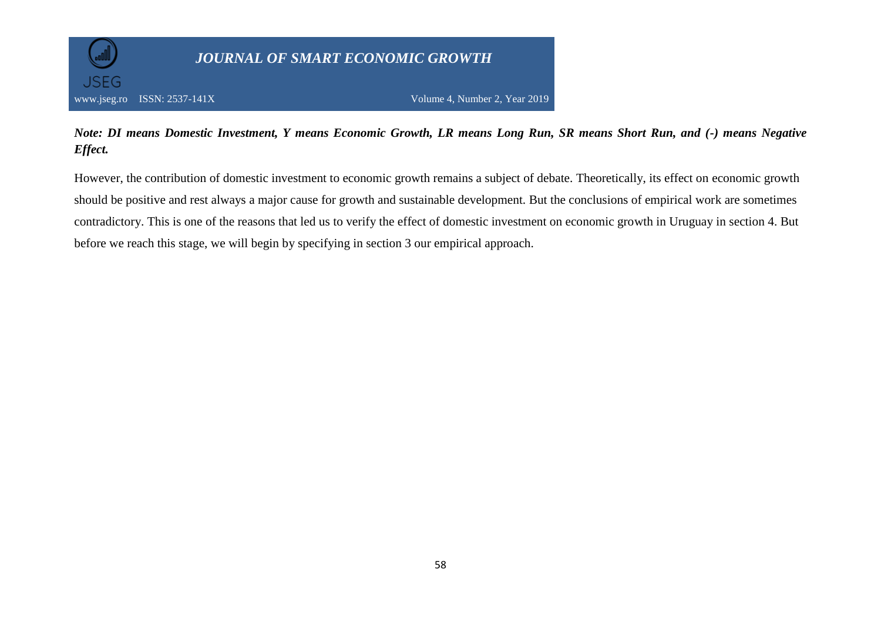***Note: DI means Domestic Investment, Y means Economic Growth, LR means Long Run, SR means Short Run, and (-) means Negative Effect.***

However, the contribution of domestic investment to economic growth remains a subject of debate. Theoretically, its effect on economic growth should be positive and rest always a major cause for growth and sustainable development. But the conclusions of empirical work are sometimes contradictory. This is one of the reasons that led us to verify the effect of domestic investment on economic growth in Uruguay in section 4. But before we reach this stage, we will begin by specifying in section 3 our empirical approach.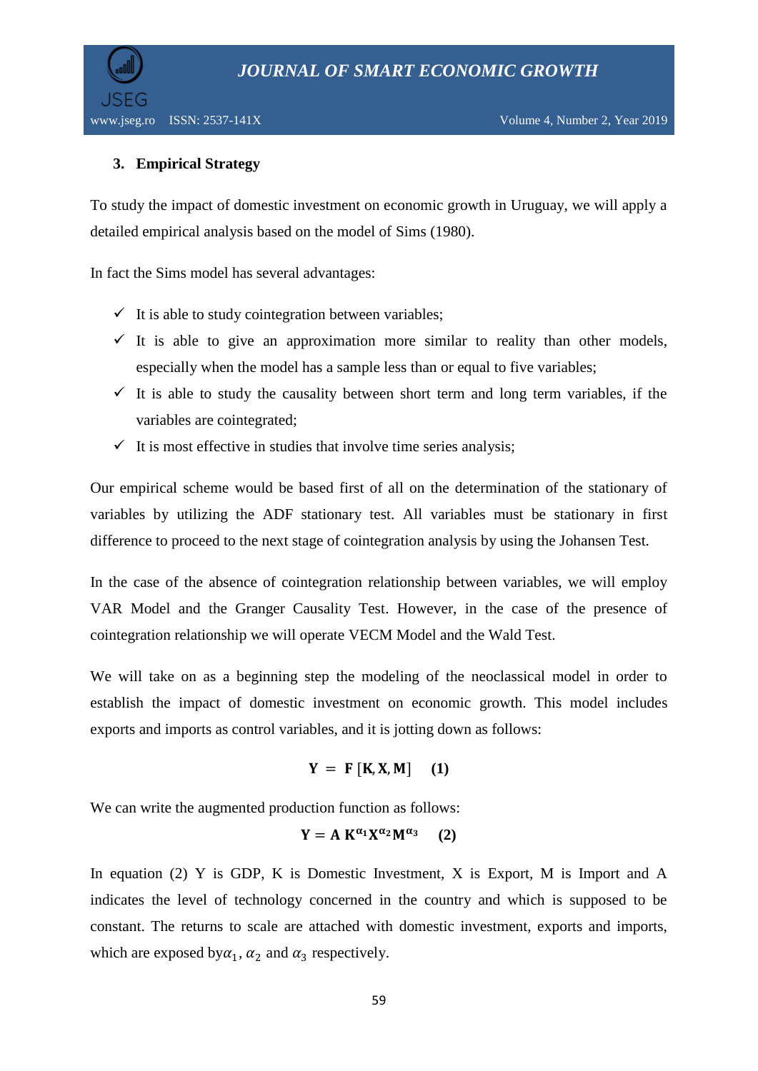### 3. Empirical Strategy

To study the impact of domestic investment on economic growth in Uruguay, we will apply a detailed empirical analysis based on the model of Sims (1980).

In fact the Sims model has several advantages:

- ✓ It is able to study cointegration between variables;
- ✓ It is able to give an approximation more similar to reality than other models, especially when the model has a sample less than or equal to five variables;
- ✓ It is able to study the causality between short term and long term variables, if the variables are cointegrated;
- ✓ It is most effective in studies that involve time series analysis;

Our empirical scheme would be based first of all on the determination of the stationary of variables by utilizing the ADF stationary test. All variables must be stationary in first difference to proceed to the next stage of cointegration analysis by using the Johansen Test.

In the case of the absence of cointegration relationship between variables, we will employ VAR Model and the Granger Causality Test. However, in the case of the presence of cointegration relationship we will operate VECM Model and the Wald Test.

We will take on as a beginning step the modeling of the neoclassical model in order to establish the impact of domestic investment on economic growth. This model includes exports and imports as control variables, and it is jotting down as follows:

$$\mathbf{Y} = \mathbf{F}\,[\mathbf{K}, \mathbf{X}, \mathbf{M}] \qquad \mathbf{(1)}$$

We can write the augmented production function as follows:

$$\mathbf{Y} = \mathbf{A}\,\mathbf{K}^{\alpha_1}\mathbf{X}^{\alpha_2}\mathbf{M}^{\alpha_3} \qquad \mathbf{(2)}$$

In equation (2) Y is GDP, K is Domestic Investment, X is Export, M is Import and A indicates the level of technology concerned in the country and which is supposed to be constant. The returns to scale are attached with domestic investment, exports and imports, which are exposed by$\alpha_1$, $\alpha_2$ and $\alpha_3$ respectively.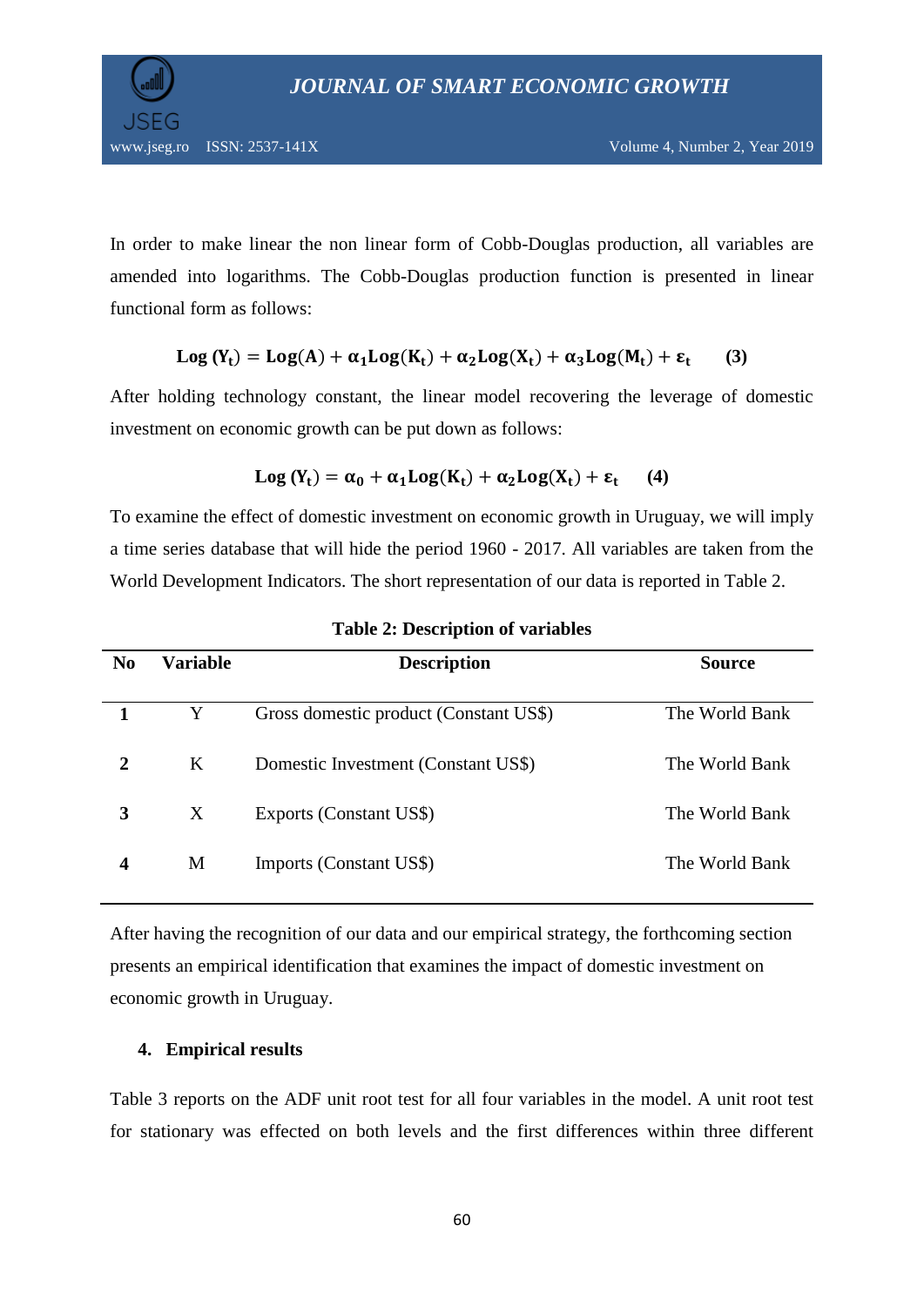In order to make linear the non linear form of Cobb-Douglas production, all variables are amended into logarithms. The Cobb-Douglas production function is presented in linear functional form as follows:

$$\mathbf{Log\ (Y_t) = Log(A) + \alpha_1 Log(K_t) + \alpha_2 Log(X_t) + \alpha_3 Log(M_t) + \varepsilon_t} \qquad \mathbf{(3)}$$

After holding technology constant, the linear model recovering the leverage of domestic investment on economic growth can be put down as follows:

$$\mathbf{Log\ (Y_t) = \alpha_0 + \alpha_1 Log(K_t) + \alpha_2 Log(X_t) + \varepsilon_t} \qquad \mathbf{(4)}$$

To examine the effect of domestic investment on economic growth in Uruguay, we will imply a time series database that will hide the period 1960 - 2017. All variables are taken from the World Development Indicators. The short representation of our data is reported in Table 2.

**Table 2: Description of variables**

| No | Variable | Description | Source |
|---|---|---|---|
| **1** | Y | Gross domestic product (Constant US$) | The World Bank |
| **2** | K | Domestic Investment (Constant US$) | The World Bank |
| **3** | X | Exports (Constant US$) | The World Bank |
| **4** | M | Imports (Constant US$) | The World Bank |

After having the recognition of our data and our empirical strategy, the forthcoming section presents an empirical identification that examines the impact of domestic investment on economic growth in Uruguay.

## 4. Empirical results

Table 3 reports on the ADF unit root test for all four variables in the model. A unit root test for stationary was effected on both levels and the first differences within three different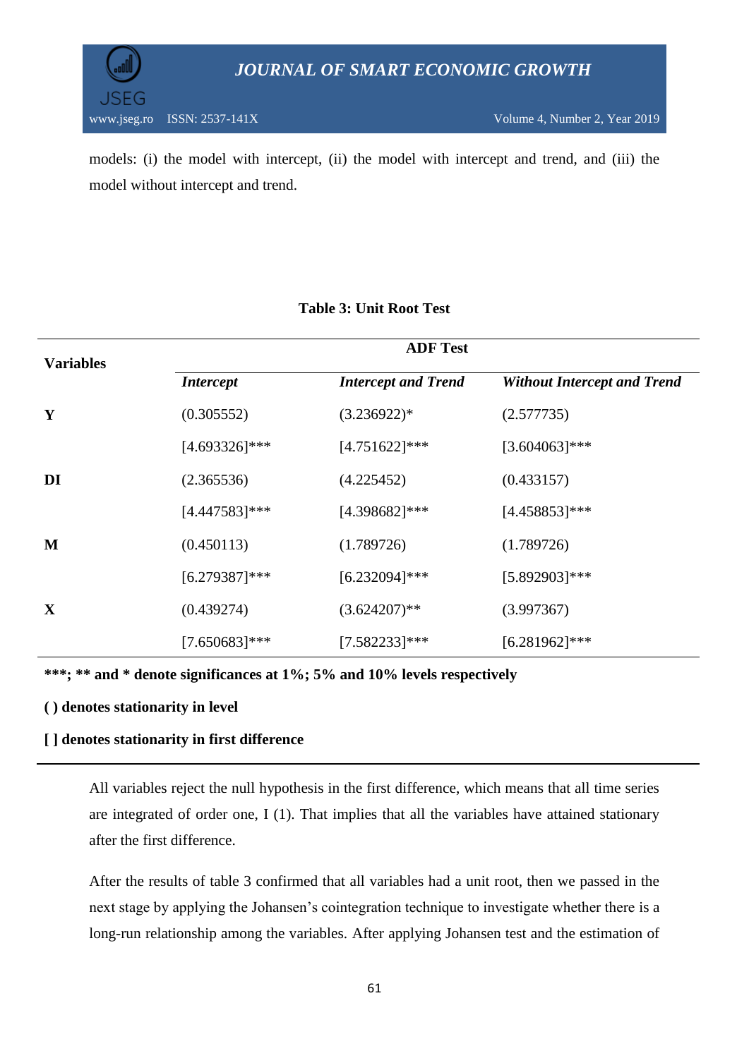models: (i) the model with intercept, (ii) the model with intercept and trend, and (iii) the model without intercept and trend.

**Table 3: Unit Root Test**

| Variables | ADF Test | | |
|---|---|---|---|
| | *Intercept* | *Intercept and Trend* | *Without Intercept and Trend* |
| **Y** | (0.305552) | (3.236922)* | (2.577735) |
| | [4.693326]*** | [4.751622]*** | [3.604063]*** |
| **DI** | (2.365536) | (4.225452) | (0.433157) |
| | [4.447583]*** | [4.398682]*** | [4.458853]*** |
| **M** | (0.450113) | (1.789726) | (1.789726) |
| | [6.279387]*** | [6.232094]*** | [5.892903]*** |
| **X** | (0.439274) | (3.624207)** | (3.997367) |
| | [7.650683]*** | [7.582233]*** | [6.281962]*** |

**\*\*\*; \*\* and \* denote significances at 1%; 5% and 10% levels respectively**

**( ) denotes stationarity in level**

**[ ] denotes stationarity in first difference**

All variables reject the null hypothesis in the first difference, which means that all time series are integrated of order one, I (1). That implies that all the variables have attained stationary after the first difference.

After the results of table 3 confirmed that all variables had a unit root, then we passed in the next stage by applying the Johansen's cointegration technique to investigate whether there is a long-run relationship among the variables. After applying Johansen test and the estimation of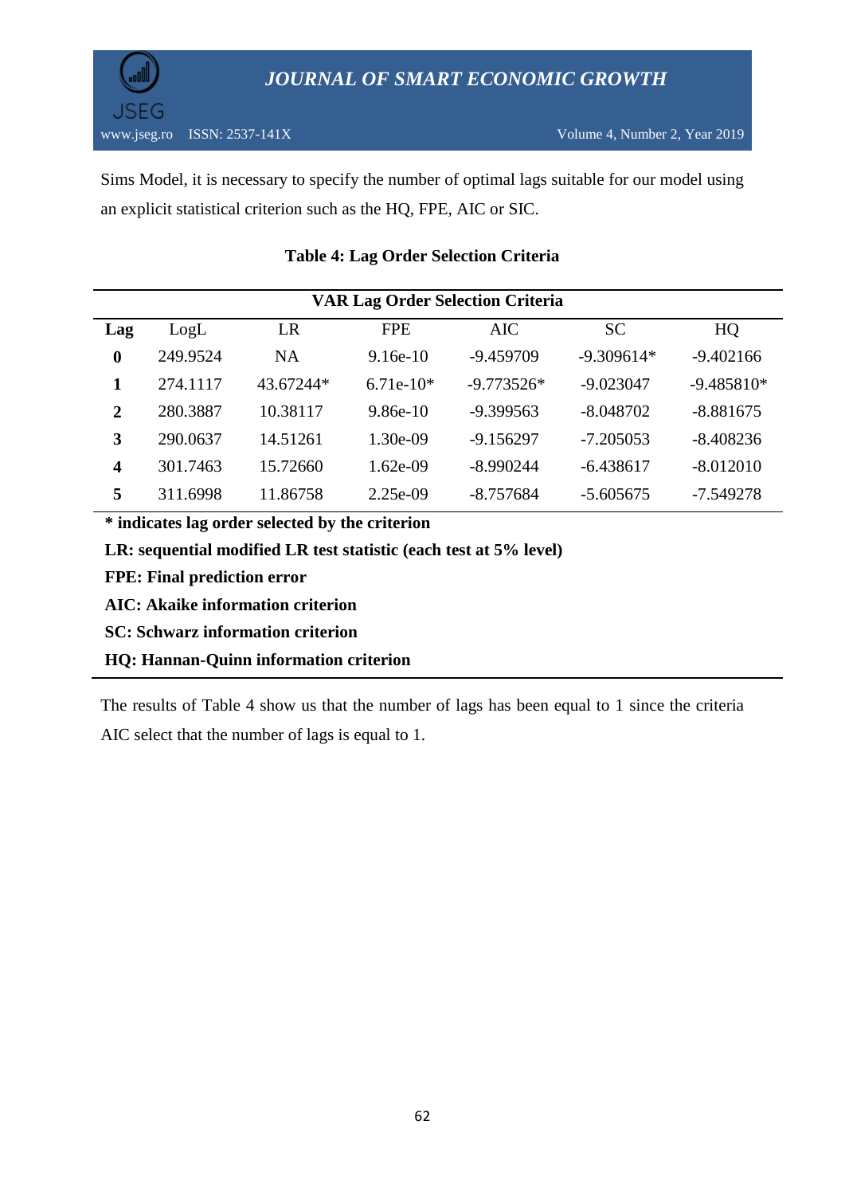Sims Model, it is necessary to specify the number of optimal lags suitable for our model using an explicit statistical criterion such as the HQ, FPE, AIC or SIC.

**Table 4: Lag Order Selection Criteria**

| **VAR Lag Order Selection Criteria** | | | | | | |
|---|---|---|---|---|---|---|
| **Lag** | LogL | LR | FPE | AIC | SC | HQ |
| **0** | 249.9524 | NA | 9.16e-10 | -9.459709 | -9.309614* | -9.402166 |
| **1** | 274.1117 | 43.67244* | 6.71e-10* | -9.773526* | -9.023047 | -9.485810* |
| **2** | 280.3887 | 10.38117 | 9.86e-10 | -9.399563 | -8.048702 | -8.881675 |
| **3** | 290.0637 | 14.51261 | 1.30e-09 | -9.156297 | -7.205053 | -8.408236 |
| **4** | 301.7463 | 15.72660 | 1.62e-09 | -8.990244 | -6.438617 | -8.012010 |
| **5** | 311.6998 | 11.86758 | 2.25e-09 | -8.757684 | -5.605675 | -7.549278 |

**\* indicates lag order selected by the criterion**

**LR: sequential modified LR test statistic (each test at 5% level)**

**FPE: Final prediction error**

**AIC: Akaike information criterion**

**SC: Schwarz information criterion**

**HQ: Hannan-Quinn information criterion**

The results of Table 4 show us that the number of lags has been equal to 1 since the criteria AIC select that the number of lags is equal to 1.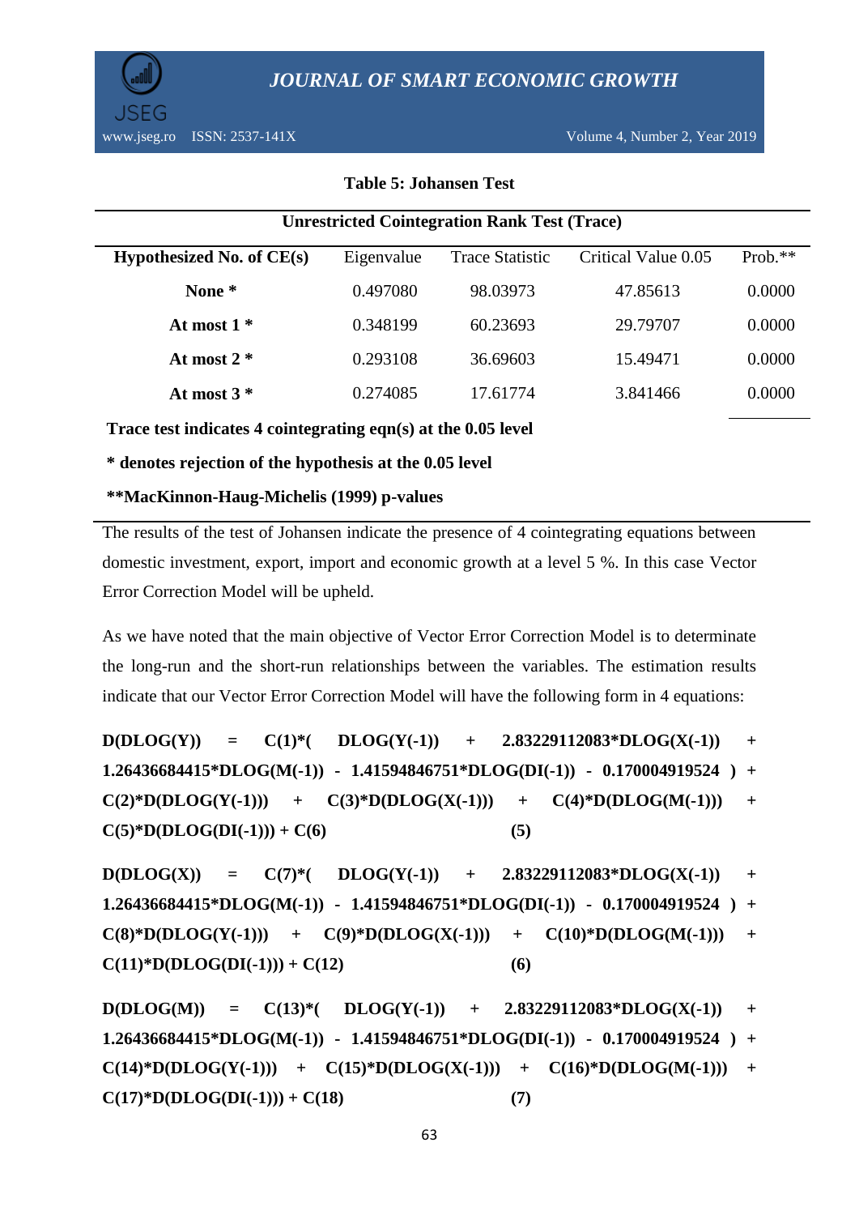**Table 5: Johansen Test**

| Unrestricted Cointegration Rank Test (Trace) | | | | |
|---|---|---|---|---|
| **Hypothesized No. of CE(s)** | Eigenvalue | Trace Statistic | Critical Value 0.05 | Prob.** |
| **None *** | 0.497080 | 98.03973 | 47.85613 | 0.0000 |
| **At most 1 *** | 0.348199 | 60.23693 | 29.79707 | 0.0000 |
| **At most 2 *** | 0.293108 | 36.69603 | 15.49471 | 0.0000 |
| **At most 3 *** | 0.274085 | 17.61774 | 3.841466 | 0.0000 |

**Trace test indicates 4 cointegrating eqn(s) at the 0.05 level**

*** denotes rejection of the hypothesis at the 0.05 level**

****MacKinnon-Haug-Michelis (1999) p-values**

The results of the test of Johansen indicate the presence of 4 cointegrating equations between domestic investment, export, import and economic growth at a level 5 %. In this case Vector Error Correction Model will be upheld.

As we have noted that the main objective of Vector Error Correction Model is to determinate the long-run and the short-run relationships between the variables. The estimation results indicate that our Vector Error Correction Model will have the following form in 4 equations:

**D(DLOG(Y)) = C(1)*( DLOG(Y(-1)) + 2.83229112083*DLOG(X(-1)) + 1.26436684415*DLOG(M(-1)) - 1.41594846751*DLOG(DI(-1)) - 0.170004919524 ) + C(2)*D(DLOG(Y(-1))) + C(3)*D(DLOG(X(-1))) + C(4)*D(DLOG(M(-1))) + C(5)*D(DLOG(DI(-1))) + C(6) (5)**

**D(DLOG(X)) = C(7)*( DLOG(Y(-1)) + 2.83229112083*DLOG(X(-1)) + 1.26436684415*DLOG(M(-1)) - 1.41594846751*DLOG(DI(-1)) - 0.170004919524 ) + C(8)*D(DLOG(Y(-1))) + C(9)*D(DLOG(X(-1))) + C(10)*D(DLOG(M(-1))) + C(11)*D(DLOG(DI(-1))) + C(12) (6)**

**D(DLOG(M)) = C(13)*( DLOG(Y(-1)) + 2.83229112083*DLOG(X(-1)) + 1.26436684415*DLOG(M(-1)) - 1.41594846751*DLOG(DI(-1)) - 0.170004919524 ) + C(14)*D(DLOG(Y(-1))) + C(15)*D(DLOG(X(-1))) + C(16)*D(DLOG(M(-1))) + C(17)*D(DLOG(DI(-1))) + C(18) (7)**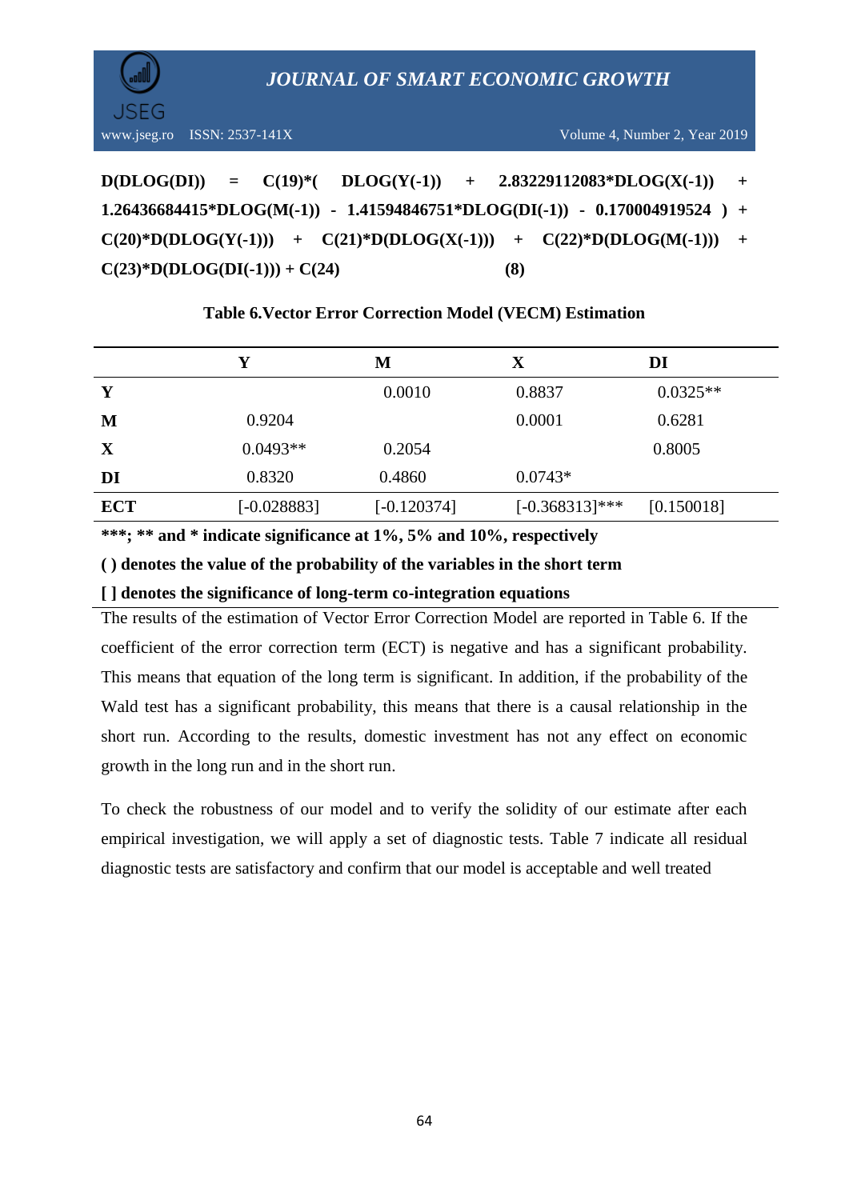**D(DLOG(DI)) = C(19)*( DLOG(Y(-1)) + 2.83229112083*DLOG(X(-1)) + 1.26436684415*DLOG(M(-1)) - 1.41594846751*DLOG(DI(-1)) - 0.170004919524 ) + C(20)*D(DLOG(Y(-1))) + C(21)*D(DLOG(X(-1))) + C(22)*D(DLOG(M(-1))) + C(23)*D(DLOG(DI(-1))) + C(24)** **(8)**

**Table 6.Vector Error Correction Model (VECM) Estimation**

| | **Y** | **M** | **X** | **DI** |
|---|---|---|---|---|
| **Y** | | 0.0010 | 0.8837 | 0.0325** |
| **M** | 0.9204 | | 0.0001 | 0.6281 |
| **X** | 0.0493** | 0.2054 | | 0.8005 |
| **DI** | 0.8320 | 0.4860 | 0.0743* | |
| **ECT** | [-0.028883] | [-0.120374] | [-0.368313]*** | [0.150018] |

**\*\*\*; \*\* and \* indicate significance at 1%, 5% and 10%, respectively**

**( ) denotes the value of the probability of the variables in the short term**

**[ ] denotes the significance of long-term co-integration equations**

The results of the estimation of Vector Error Correction Model are reported in Table 6. If the coefficient of the error correction term (ECT) is negative and has a significant probability. This means that equation of the long term is significant. In addition, if the probability of the Wald test has a significant probability, this means that there is a causal relationship in the short run. According to the results, domestic investment has not any effect on economic growth in the long run and in the short run.

To check the robustness of our model and to verify the solidity of our estimate after each empirical investigation, we will apply a set of diagnostic tests. Table 7 indicate all residual diagnostic tests are satisfactory and confirm that our model is acceptable and well treated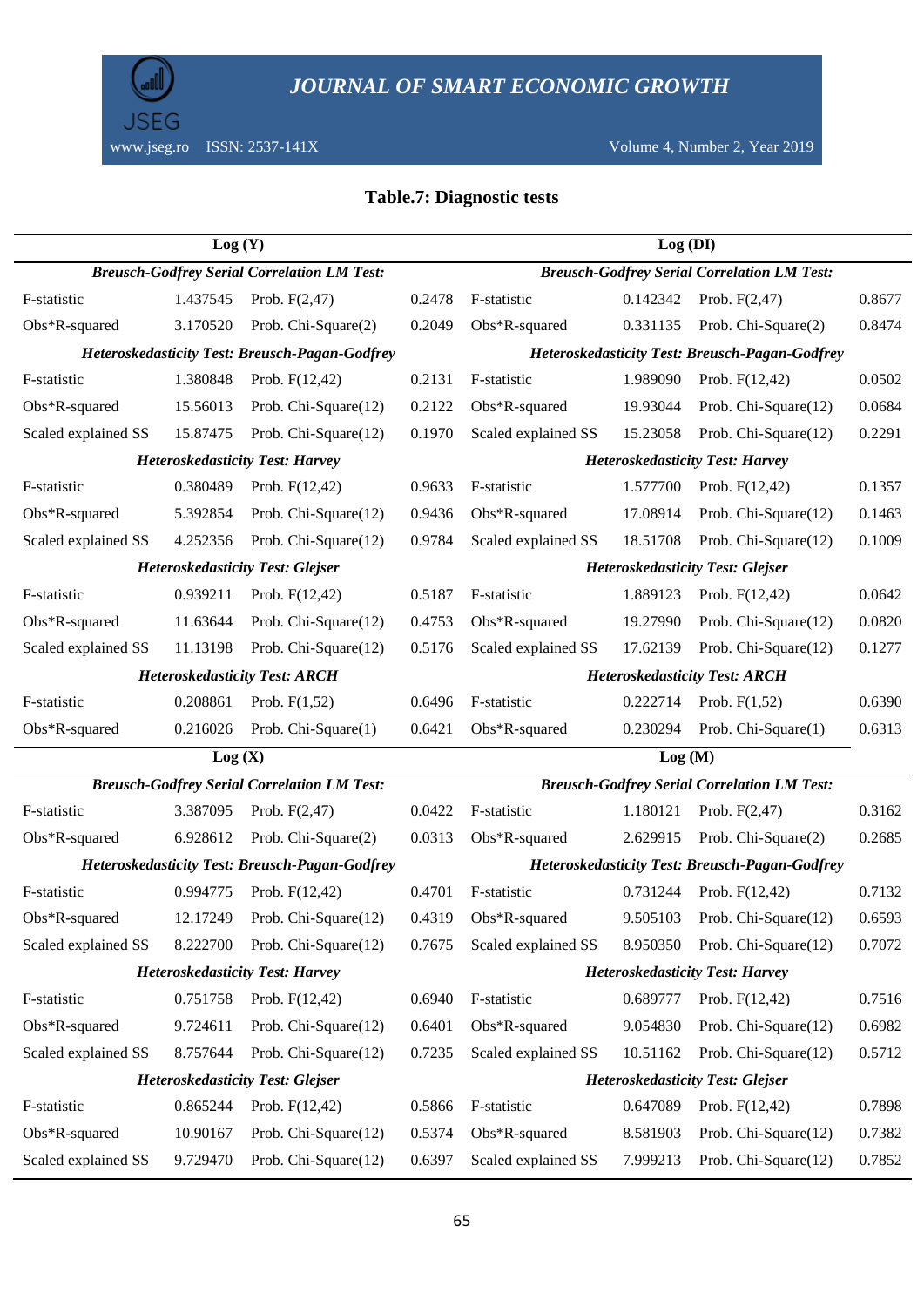**Table.7: Diagnostic tests**

| Log (Y) | | | | Log (DI) | | | |
|---|---|---|---|---|---|---|---|
| *Breusch-Godfrey Serial Correlation LM Test:* | | | | *Breusch-Godfrey Serial Correlation LM Test:* | | | |
| F-statistic | 1.437545 | Prob. F(2,47) | 0.2478 | F-statistic | 0.142342 | Prob. F(2,47) | 0.8677 |
| Obs*R-squared | 3.170520 | Prob. Chi-Square(2) | 0.2049 | Obs*R-squared | 0.331135 | Prob. Chi-Square(2) | 0.8474 |
| *Heteroskedasticity Test: Breusch-Pagan-Godfrey* | | | | *Heteroskedasticity Test: Breusch-Pagan-Godfrey* | | | |
| F-statistic | 1.380848 | Prob. F(12,42) | 0.2131 | F-statistic | 1.989090 | Prob. F(12,42) | 0.0502 |
| Obs*R-squared | 15.56013 | Prob. Chi-Square(12) | 0.2122 | Obs*R-squared | 19.93044 | Prob. Chi-Square(12) | 0.0684 |
| Scaled explained SS | 15.87475 | Prob. Chi-Square(12) | 0.1970 | Scaled explained SS | 15.23058 | Prob. Chi-Square(12) | 0.2291 |
| *Heteroskedasticity Test: Harvey* | | | | *Heteroskedasticity Test: Harvey* | | | |
| F-statistic | 0.380489 | Prob. F(12,42) | 0.9633 | F-statistic | 1.577700 | Prob. F(12,42) | 0.1357 |
| Obs*R-squared | 5.392854 | Prob. Chi-Square(12) | 0.9436 | Obs*R-squared | 17.08914 | Prob. Chi-Square(12) | 0.1463 |
| Scaled explained SS | 4.252356 | Prob. Chi-Square(12) | 0.9784 | Scaled explained SS | 18.51708 | Prob. Chi-Square(12) | 0.1009 |
| *Heteroskedasticity Test: Glejser* | | | | *Heteroskedasticity Test: Glejser* | | | |
| F-statistic | 0.939211 | Prob. F(12,42) | 0.5187 | F-statistic | 1.889123 | Prob. F(12,42) | 0.0642 |
| Obs*R-squared | 11.63644 | Prob. Chi-Square(12) | 0.4753 | Obs*R-squared | 19.27990 | Prob. Chi-Square(12) | 0.0820 |
| Scaled explained SS | 11.13198 | Prob. Chi-Square(12) | 0.5176 | Scaled explained SS | 17.62139 | Prob. Chi-Square(12) | 0.1277 |
| *Heteroskedasticity Test: ARCH* | | | | *Heteroskedasticity Test: ARCH* | | | |
| F-statistic | 0.208861 | Prob. F(1,52) | 0.6496 | F-statistic | 0.222714 | Prob. F(1,52) | 0.6390 |
| Obs*R-squared | 0.216026 | Prob. Chi-Square(1) | 0.6421 | Obs*R-squared | 0.230294 | Prob. Chi-Square(1) | 0.6313 |
| **Log (X)** | | | | **Log (M)** | | | |
| *Breusch-Godfrey Serial Correlation LM Test:* | | | | *Breusch-Godfrey Serial Correlation LM Test:* | | | |
| F-statistic | 3.387095 | Prob. F(2,47) | 0.0422 | F-statistic | 1.180121 | Prob. F(2,47) | 0.3162 |
| Obs*R-squared | 6.928612 | Prob. Chi-Square(2) | 0.0313 | Obs*R-squared | 2.629915 | Prob. Chi-Square(2) | 0.2685 |
| *Heteroskedasticity Test: Breusch-Pagan-Godfrey* | | | | *Heteroskedasticity Test: Breusch-Pagan-Godfrey* | | | |
| F-statistic | 0.994775 | Prob. F(12,42) | 0.4701 | F-statistic | 0.731244 | Prob. F(12,42) | 0.7132 |
| Obs*R-squared | 12.17249 | Prob. Chi-Square(12) | 0.4319 | Obs*R-squared | 9.505103 | Prob. Chi-Square(12) | 0.6593 |
| Scaled explained SS | 8.222700 | Prob. Chi-Square(12) | 0.7675 | Scaled explained SS | 8.950350 | Prob. Chi-Square(12) | 0.7072 |
| *Heteroskedasticity Test: Harvey* | | | | *Heteroskedasticity Test: Harvey* | | | |
| F-statistic | 0.751758 | Prob. F(12,42) | 0.6940 | F-statistic | 0.689777 | Prob. F(12,42) | 0.7516 |
| Obs*R-squared | 9.724611 | Prob. Chi-Square(12) | 0.6401 | Obs*R-squared | 9.054830 | Prob. Chi-Square(12) | 0.6982 |
| Scaled explained SS | 8.757644 | Prob. Chi-Square(12) | 0.7235 | Scaled explained SS | 10.51162 | Prob. Chi-Square(12) | 0.5712 |
| *Heteroskedasticity Test: Glejser* | | | | *Heteroskedasticity Test: Glejser* | | | |
| F-statistic | 0.865244 | Prob. F(12,42) | 0.5866 | F-statistic | 0.647089 | Prob. F(12,42) | 0.7898 |
| Obs*R-squared | 10.90167 | Prob. Chi-Square(12) | 0.5374 | Obs*R-squared | 8.581903 | Prob. Chi-Square(12) | 0.7382 |
| Scaled explained SS | 9.729470 | Prob. Chi-Square(12) | 0.6397 | Scaled explained SS | 7.999213 | Prob. Chi-Square(12) | 0.7852 |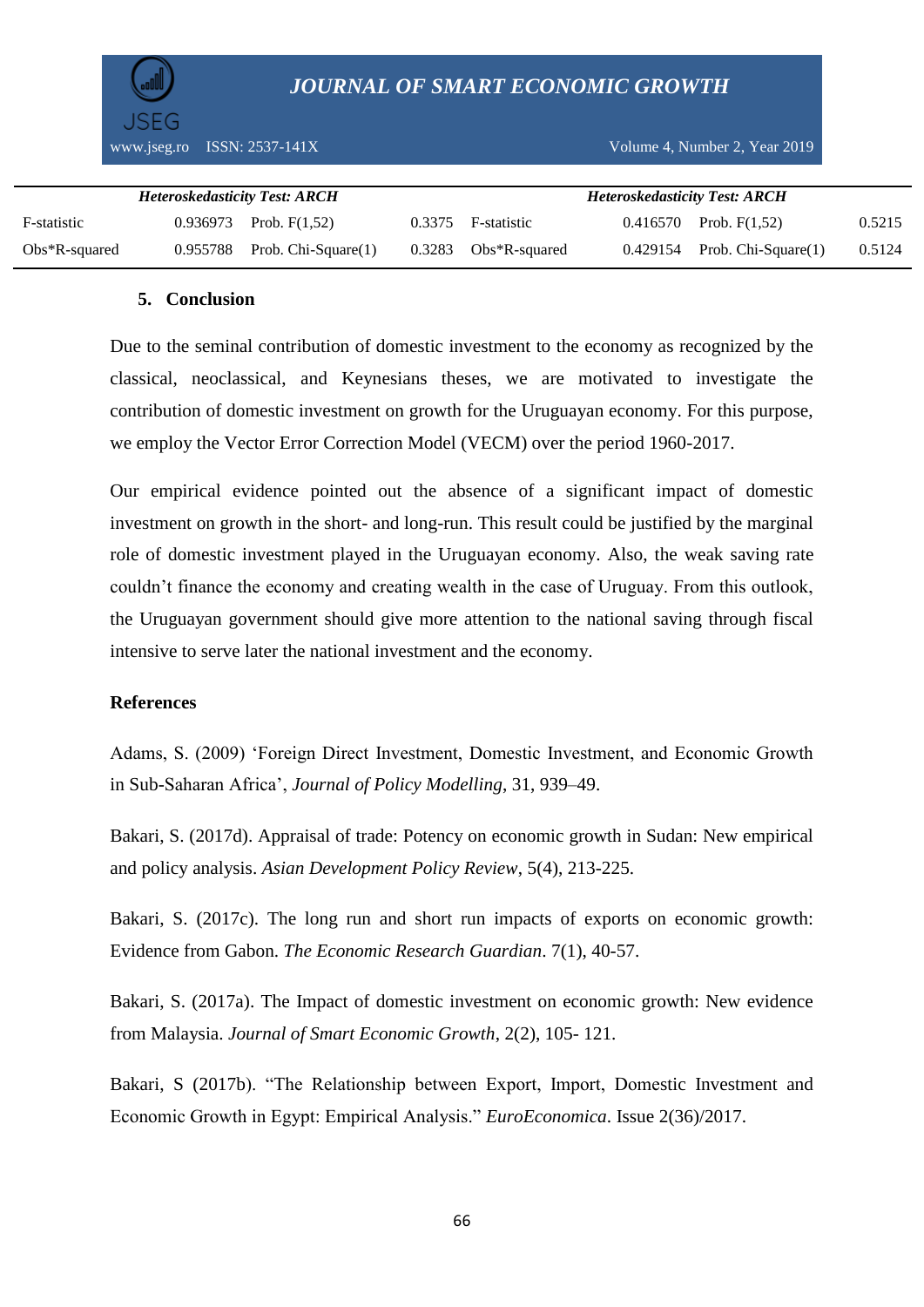| *Heteroskedasticity Test: ARCH* | | | | *Heteroskedasticity Test: ARCH* | | | |
|---|---|---|---|---|---|---|---|
| F-statistic | 0.936973 | Prob. F(1,52) | 0.3375 | F-statistic | 0.416570 | Prob. F(1,52) | 0.5215 |
| Obs*R-squared | 0.955788 | Prob. Chi-Square(1) | 0.3283 | Obs*R-squared | 0.429154 | Prob. Chi-Square(1) | 0.5124 |

## 5. Conclusion

Due to the seminal contribution of domestic investment to the economy as recognized by the classical, neoclassical, and Keynesians theses, we are motivated to investigate the contribution of domestic investment on growth for the Uruguayan economy. For this purpose, we employ the Vector Error Correction Model (VECM) over the period 1960-2017.

Our empirical evidence pointed out the absence of a significant impact of domestic investment on growth in the short- and long-run. This result could be justified by the marginal role of domestic investment played in the Uruguayan economy. Also, the weak saving rate couldn't finance the economy and creating wealth in the case of Uruguay. From this outlook, the Uruguayan government should give more attention to the national saving through fiscal intensive to serve later the national investment and the economy.

## References

Adams, S. (2009) 'Foreign Direct Investment, Domestic Investment, and Economic Growth in Sub-Saharan Africa', *Journal of Policy Modelling*, 31, 939–49.

Bakari, S. (2017d). Appraisal of trade: Potency on economic growth in Sudan: New empirical and policy analysis. *Asian Development Policy Review*, 5(4), 213-225.

Bakari, S. (2017c). The long run and short run impacts of exports on economic growth: Evidence from Gabon. *The Economic Research Guardian*. 7(1), 40-57.

Bakari, S. (2017a). The Impact of domestic investment on economic growth: New evidence from Malaysia. *Journal of Smart Economic Growth*, 2(2), 105- 121.

Bakari, S (2017b). "The Relationship between Export, Import, Domestic Investment and Economic Growth in Egypt: Empirical Analysis." *EuroEconomica*. Issue 2(36)/2017.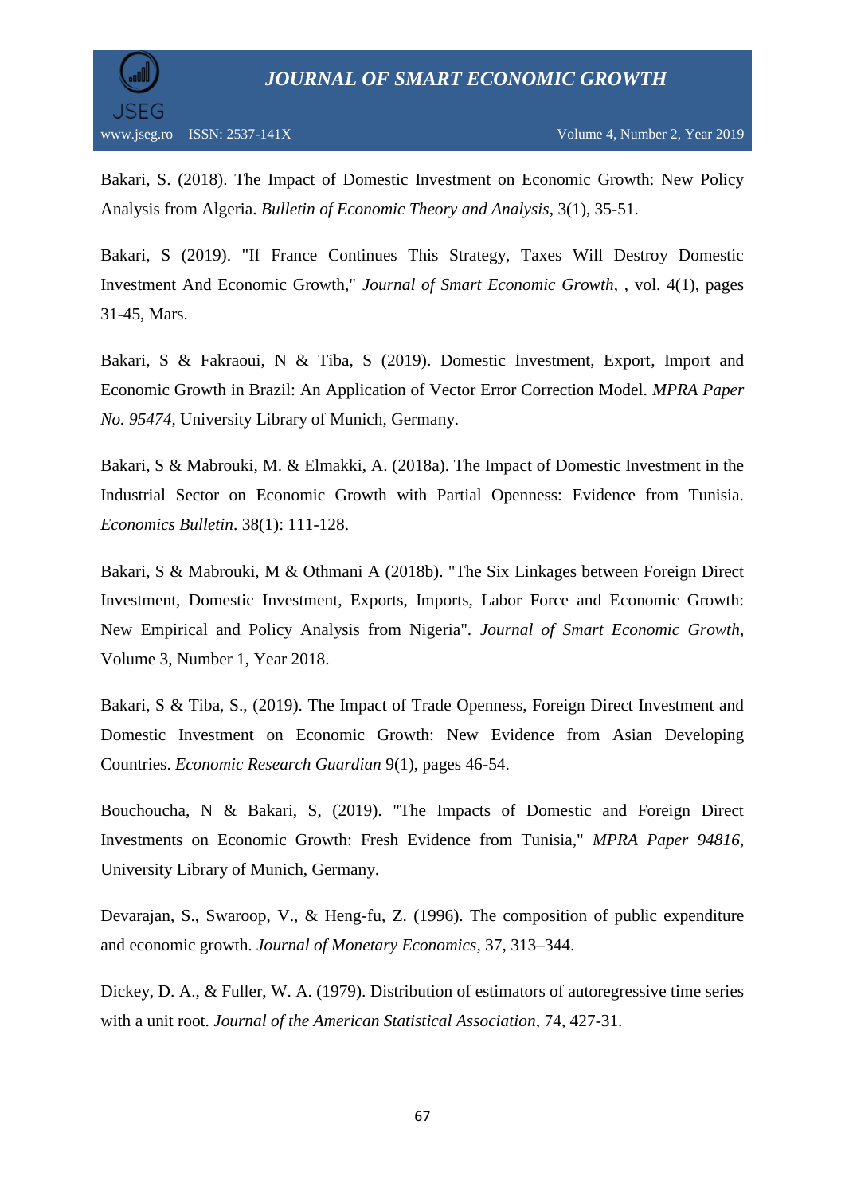Bakari, S. (2018). The Impact of Domestic Investment on Economic Growth: New Policy Analysis from Algeria. *Bulletin of Economic Theory and Analysis*, 3(1), 35-51.

Bakari, S (2019). "If France Continues This Strategy, Taxes Will Destroy Domestic Investment And Economic Growth," *Journal of Smart Economic Growth*, , vol. 4(1), pages 31-45, Mars.

Bakari, S & Fakraoui, N & Tiba, S (2019). Domestic Investment, Export, Import and Economic Growth in Brazil: An Application of Vector Error Correction Model. *MPRA Paper No. 95474*, University Library of Munich, Germany.

Bakari, S & Mabrouki, M. & Elmakki, A. (2018a). The Impact of Domestic Investment in the Industrial Sector on Economic Growth with Partial Openness: Evidence from Tunisia. *Economics Bulletin*. 38(1): 111-128.

Bakari, S & Mabrouki, M & Othmani A (2018b). "The Six Linkages between Foreign Direct Investment, Domestic Investment, Exports, Imports, Labor Force and Economic Growth: New Empirical and Policy Analysis from Nigeria". *Journal of Smart Economic Growth*, Volume 3, Number 1, Year 2018.

Bakari, S & Tiba, S., (2019). The Impact of Trade Openness, Foreign Direct Investment and Domestic Investment on Economic Growth: New Evidence from Asian Developing Countries. *Economic Research Guardian* 9(1), pages 46-54.

Bouchoucha, N & Bakari, S, (2019). "The Impacts of Domestic and Foreign Direct Investments on Economic Growth: Fresh Evidence from Tunisia," *MPRA Paper 94816*, University Library of Munich, Germany.

Devarajan, S., Swaroop, V., & Heng-fu, Z. (1996). The composition of public expenditure and economic growth. *Journal of Monetary Economics*, 37, 313–344.

Dickey, D. A., & Fuller, W. A. (1979). Distribution of estimators of autoregressive time series with a unit root. *Journal of the American Statistical Association*, 74, 427-31.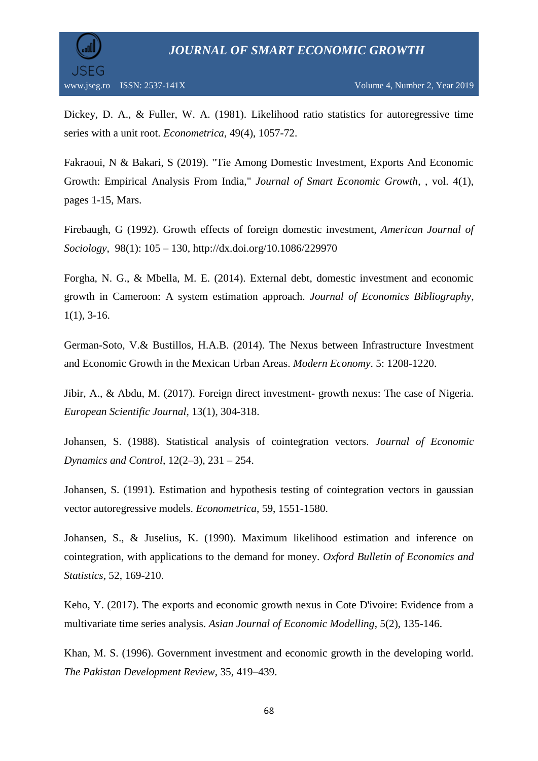Dickey, D. A., & Fuller, W. A. (1981). Likelihood ratio statistics for autoregressive time series with a unit root. *Econometrica*, 49(4), 1057-72.

Fakraoui, N & Bakari, S (2019). "Tie Among Domestic Investment, Exports And Economic Growth: Empirical Analysis From India," *Journal of Smart Economic Growth*, , vol. 4(1), pages 1-15, Mars.

Firebaugh, G (1992). Growth effects of foreign domestic investment, *American Journal of Sociology*, 98(1): 105 – 130, http://dx.doi.org/10.1086/229970

Forgha, N. G., & Mbella, M. E. (2014). External debt, domestic investment and economic growth in Cameroon: A system estimation approach. *Journal of Economics Bibliography*, 1(1), 3-16.

German-Soto, V.& Bustillos, H.A.B. (2014). The Nexus between Infrastructure Investment and Economic Growth in the Mexican Urban Areas. *Modern Economy*. 5: 1208-1220.

Jibir, A., & Abdu, M. (2017). Foreign direct investment- growth nexus: The case of Nigeria. *European Scientific Journal*, 13(1), 304-318.

Johansen, S. (1988). Statistical analysis of cointegration vectors. *Journal of Economic Dynamics and Control*, 12(2–3), 231 – 254.

Johansen, S. (1991). Estimation and hypothesis testing of cointegration vectors in gaussian vector autoregressive models. *Econometrica*, 59, 1551-1580.

Johansen, S., & Juselius, K. (1990). Maximum likelihood estimation and inference on cointegration, with applications to the demand for money. *Oxford Bulletin of Economics and Statistics*, 52, 169-210.

Keho, Y. (2017). The exports and economic growth nexus in Cote D'ivoire: Evidence from a multivariate time series analysis. *Asian Journal of Economic Modelling*, 5(2), 135-146.

Khan, M. S. (1996). Government investment and economic growth in the developing world. *The Pakistan Development Review*, 35, 419–439.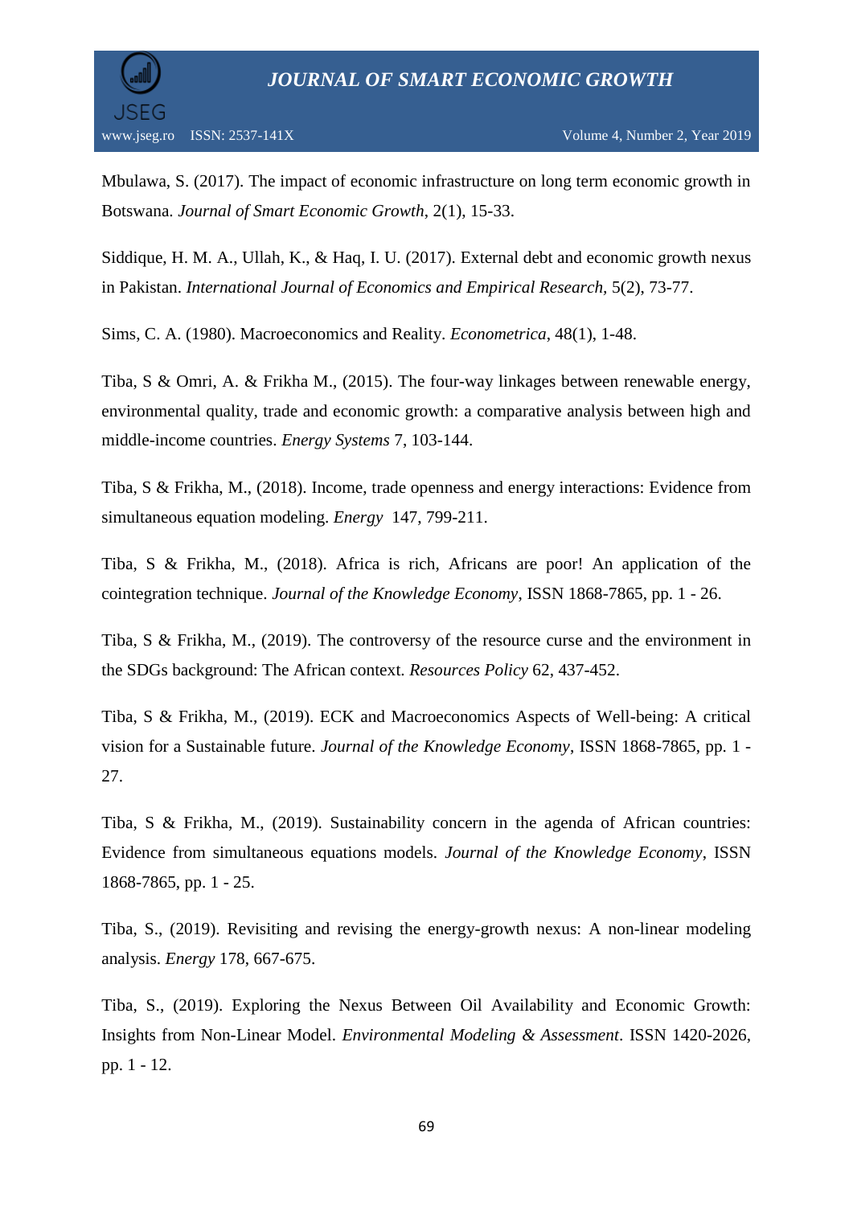Mbulawa, S. (2017). The impact of economic infrastructure on long term economic growth in Botswana. *Journal of Smart Economic Growth*, 2(1), 15-33.

Siddique, H. M. A., Ullah, K., & Haq, I. U. (2017). External debt and economic growth nexus in Pakistan. *International Journal of Economics and Empirical Research*, 5(2), 73-77.

Sims, C. A. (1980). Macroeconomics and Reality. *Econometrica*, 48(1), 1-48.

Tiba, S & Omri, A. & Frikha M., (2015). The four-way linkages between renewable energy, environmental quality, trade and economic growth: a comparative analysis between high and middle-income countries. *Energy Systems* 7, 103-144.

Tiba, S & Frikha, M., (2018). Income, trade openness and energy interactions: Evidence from simultaneous equation modeling. *Energy* 147, 799-211.

Tiba, S & Frikha, M., (2018). Africa is rich, Africans are poor! An application of the cointegration technique. *Journal of the Knowledge Economy*, ISSN 1868-7865, pp. 1 - 26.

Tiba, S & Frikha, M., (2019). The controversy of the resource curse and the environment in the SDGs background: The African context. *Resources Policy* 62, 437-452.

Tiba, S & Frikha, M., (2019). ECK and Macroeconomics Aspects of Well-being: A critical vision for a Sustainable future. *Journal of the Knowledge Economy*, ISSN 1868-7865, pp. 1 - 27.

Tiba, S & Frikha, M., (2019). Sustainability concern in the agenda of African countries: Evidence from simultaneous equations models. *Journal of the Knowledge Economy*, ISSN 1868-7865, pp. 1 - 25.

Tiba, S., (2019). Revisiting and revising the energy-growth nexus: A non-linear modeling analysis. *Energy* 178, 667-675.

Tiba, S., (2019). Exploring the Nexus Between Oil Availability and Economic Growth: Insights from Non-Linear Model. *Environmental Modeling & Assessment*. ISSN 1420-2026, pp. 1 - 12.